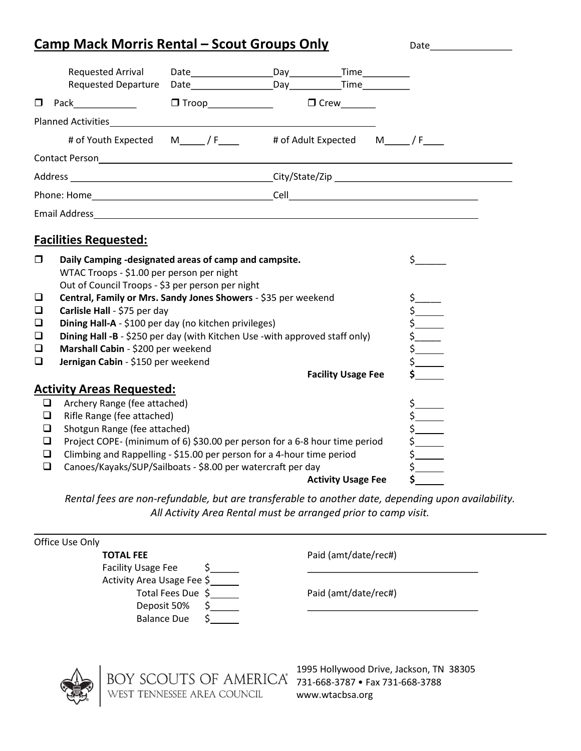# Camp Mack Morris Rental – Scout Groups Only

Date________________

Requested Arrival Date________________ Day__________ Time_________
Requested Departure Date________________ Day__________ Time_________

☐ Pack____________ ☐ Troop____________ ☐ Crew_______

Planned Activities_______________________________________________

# of Youth Expected M_____ / F____ # of Adult Expected M_____ / F____

Contact Person_______________________________________________

Address ______________________________ City/State/Zip ______________________________

Phone: Home______________________________ Cell______________________________

Email Address_______________________________________________

## Facilities Requested:

☐ **Daily Camping -designated areas of camp and campsite.** $______
WTAC Troops - $1.00 per person per night
Out of Council Troops - $3 per person per night

☐ **Central, Family or Mrs. Sandy Jones Showers** - $35 per weekend $_____

☐ **Carlisle Hall** - $75 per day $_____

☐ **Dining Hall-A** - $100 per day (no kitchen privileges) $_____

☐ **Dining Hall -B** - $250 per day (with Kitchen Use -with approved staff only) $_____

☐ **Marshall Cabin** - $200 per weekend $_____

☐ **Jernigan Cabin** - $150 per weekend $_____

**Facility Usage Fee** **$_____**

## Activity Areas Requested:

☐ Archery Range (fee attached) $_____

☐ Rifle Range (fee attached) $_____

☐ Shotgun Range (fee attached) $_____

☐ Project COPE- (minimum of 6) $30.00 per person for a 6-8 hour time period $_____

☐ Climbing and Rappelling - $15.00 per person for a 4-hour time period $_____

☐ Canoes/Kayaks/SUP/Sailboats - $8.00 per watercraft per day $_____

**Activity Usage Fee** **$_____**

*Rental fees are non-refundable, but are transferable to another date, depending upon availability.*
*All Activity Area Rental must be arranged prior to camp visit.*

---

Office Use Only

**TOTAL FEE**

Facility Usage Fee $_____
Activity Area Usage Fee $_____
Total Fees Due $_____
Deposit 50% $_____
Balance Due $_____

Paid (amt/date/rec#)
______________________________

Paid (amt/date/rec#)
______________________________

BOY SCOUTS OF AMERICA
WEST TENNESSEE AREA COUNCIL

1995 Hollywood Drive, Jackson, TN 38305
731-668-3787 • Fax 731-668-3788
www.wtacbsa.org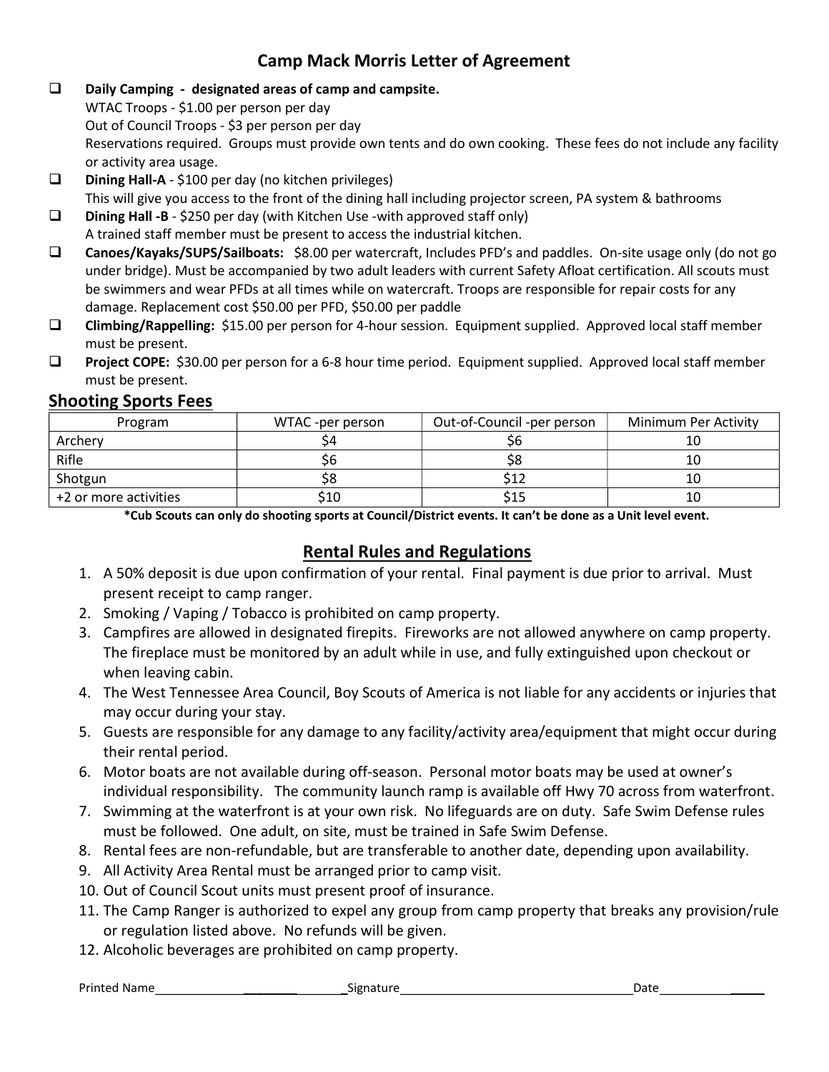# Camp Mack Morris Letter of Agreement

- ☐ **Daily Camping - designated areas of camp and campsite.**
  WTAC Troops - $1.00 per person per day
  Out of Council Troops - $3 per person per day
  Reservations required. Groups must provide own tents and do own cooking. These fees do not include any facility or activity area usage.
- ☐ **Dining Hall-A** - $100 per day (no kitchen privileges)
  This will give you access to the front of the dining hall including projector screen, PA system & bathrooms
- ☐ **Dining Hall -B** - $250 per day (with Kitchen Use -with approved staff only)
  A trained staff member must be present to access the industrial kitchen.
- ☐ **Canoes/Kayaks/SUPS/Sailboats:** $8.00 per watercraft, Includes PFD's and paddles. On-site usage only (do not go under bridge). Must be accompanied by two adult leaders with current Safety Afloat certification. All scouts must be swimmers and wear PFDs at all times while on watercraft. Troops are responsible for repair costs for any damage. Replacement cost $50.00 per PFD, $50.00 per paddle
- ☐ **Climbing/Rappelling:** $15.00 per person for 4-hour session. Equipment supplied. Approved local staff member must be present.
- ☐ **Project COPE:** $30.00 per person for a 6-8 hour time period. Equipment supplied. Approved local staff member must be present.

## Shooting Sports Fees

| Program | WTAC -per person | Out-of-Council -per person | Minimum Per Activity |
|---|---|---|---|
| Archery | $4 | $6 | 10 |
| Rifle | $6 | $8 | 10 |
| Shotgun | $8 | $12 | 10 |
| +2 or more activities | $10 | $15 | 10 |

**\*Cub Scouts can only do shooting sports at Council/District events. It can't be done as a Unit level event.**

## Rental Rules and Regulations

1. A 50% deposit is due upon confirmation of your rental. Final payment is due prior to arrival. Must present receipt to camp ranger.
2. Smoking / Vaping / Tobacco is prohibited on camp property.
3. Campfires are allowed in designated firepits. Fireworks are not allowed anywhere on camp property. The fireplace must be monitored by an adult while in use, and fully extinguished upon checkout or when leaving cabin.
4. The West Tennessee Area Council, Boy Scouts of America is not liable for any accidents or injuries that may occur during your stay.
5. Guests are responsible for any damage to any facility/activity area/equipment that might occur during their rental period.
6. Motor boats are not available during off-season. Personal motor boats may be used at owner's individual responsibility. The community launch ramp is available off Hwy 70 across from waterfront.
7. Swimming at the waterfront is at your own risk. No lifeguards are on duty. Safe Swim Defense rules must be followed. One adult, on site, must be trained in Safe Swim Defense.
8. Rental fees are non-refundable, but are transferable to another date, depending upon availability.
9. All Activity Area Rental must be arranged prior to camp visit.
10. Out of Council Scout units must present proof of insurance.
11. The Camp Ranger is authorized to expel any group from camp property that breaks any provision/rule or regulation listed above. No refunds will be given.
12. Alcoholic beverages are prohibited on camp property.

Printed Name______________________________ Signature_________________________________ Date_______________